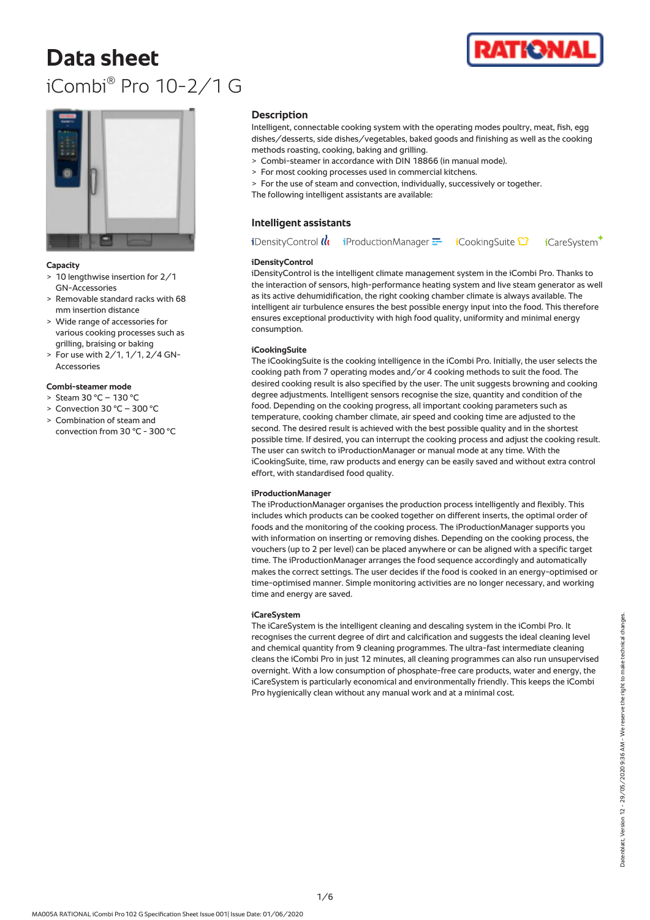# Data sheet

iCombi® Pro 10-2/1 G

## Capacity

- 10 lengthwise insertion for 2/1 GN-Accessories
- Removable standard racks with 68 mm insertion distance
- Wide range of accessories for various cooking processes such as grilling, braising or baking
- For use with 2/1, 1/1, 2/4 GN-Accessories

## Combi-steamer mode

- Steam 30 °C – 130 °C
- Convection 30 °C – 300 °C
- Combination of steam and convection from 30 °C - 300 °C

## Description

Intelligent, connectable cooking system with the operating modes poultry, meat, fish, egg dishes/desserts, side dishes/vegetables, baked goods and finishing as well as the cooking methods roasting, cooking, baking and grilling.

- Combi-steamer in accordance with DIN 18866 (in manual mode).
- For most cooking processes used in commercial kitchens.
- For the use of steam and convection, individually, successively or together.

The following intelligent assistants are available:

## Intelligent assistants

iDensityControl iProductionManager iCookingSuite iCareSystem

### iDensityControl

iDensityControl is the intelligent climate management system in the iCombi Pro. Thanks to the interaction of sensors, high-performance heating system and live steam generator as well as its active dehumidification, the right cooking chamber climate is always available. The intelligent air turbulence ensures the best possible energy input into the food. This therefore ensures exceptional productivity with high food quality, uniformity and minimal energy consumption.

### iCookingSuite

The iCookingSuite is the cooking intelligence in the iCombi Pro. Initially, the user selects the cooking path from 7 operating modes and/or 4 cooking methods to suit the food. The desired cooking result is also specified by the user. The unit suggests browning and cooking degree adjustments. Intelligent sensors recognise the size, quantity and condition of the food. Depending on the cooking progress, all important cooking parameters such as temperature, cooking chamber climate, air speed and cooking time are adjusted to the second. The desired result is achieved with the best possible quality and in the shortest possible time. If desired, you can interrupt the cooking process and adjust the cooking result. The user can switch to iProductionManager or manual mode at any time. With the iCookingSuite, time, raw products and energy can be easily saved and without extra control effort, with standardised food quality.

### iProductionManager

The iProductionManager organises the production process intelligently and flexibly. This includes which products can be cooked together on different inserts, the optimal order of foods and the monitoring of the cooking process. The iProductionManager supports you with information on inserting or removing dishes. Depending on the cooking process, the vouchers (up to 2 per level) can be placed anywhere or can be aligned with a specific target time. The iProductionManager arranges the food sequence accordingly and automatically makes the correct settings. The user decides if the food is cooked in an energy-optimised or time-optimised manner. Simple monitoring activities are no longer necessary, and working time and energy are saved.

### iCareSystem

The iCareSystem is the intelligent cleaning and descaling system in the iCombi Pro. It recognises the current degree of dirt and calcification and suggests the ideal cleaning level and chemical quantity from 9 cleaning programmes. The ultra-fast intermediate cleaning cleans the iCombi Pro in just 12 minutes, all cleaning programmes can also run unsupervised overnight. With a low consumption of phosphate-free care products, water and energy, the iCareSystem is particularly economical and environmentally friendly. This keeps the iCombi Pro hygienically clean without any manual work and at a minimal cost.

Datenblatt, Version 12 - 29/05/2020 9:36 AM - We reserve the right to make technical changes.

MA005A RATIONAL iCombi Pro 102 G Specification Sheet Issue 001| Issue Date: 01/06/2020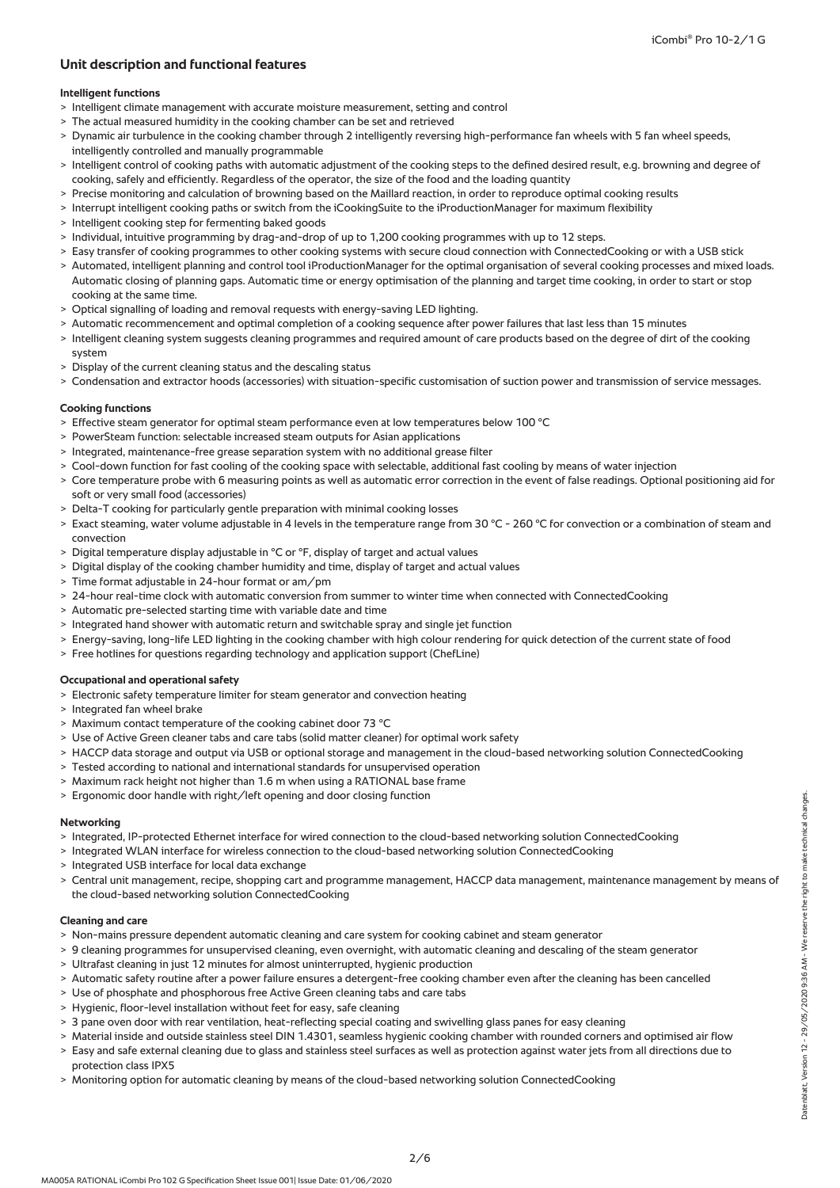## Unit description and functional features

### Intelligent functions

- Intelligent climate management with accurate moisture measurement, setting and control
- The actual measured humidity in the cooking chamber can be set and retrieved
- Dynamic air turbulence in the cooking chamber through 2 intelligently reversing high-performance fan wheels with 5 fan wheel speeds, intelligently controlled and manually programmable
- Intelligent control of cooking paths with automatic adjustment of the cooking steps to the defined desired result, e.g. browning and degree of cooking, safely and efficiently. Regardless of the operator, the size of the food and the loading quantity
- Precise monitoring and calculation of browning based on the Maillard reaction, in order to reproduce optimal cooking results
- Interrupt intelligent cooking paths or switch from the iCookingSuite to the iProductionManager for maximum flexibility
- Intelligent cooking step for fermenting baked goods
- Individual, intuitive programming by drag-and-drop of up to 1,200 cooking programmes with up to 12 steps.
- Easy transfer of cooking programmes to other cooking systems with secure cloud connection with ConnectedCooking or with a USB stick
- Automated, intelligent planning and control tool iProductionManager for the optimal organisation of several cooking processes and mixed loads. Automatic closing of planning gaps. Automatic time or energy optimisation of the planning and target time cooking, in order to start or stop cooking at the same time.
- Optical signalling of loading and removal requests with energy-saving LED lighting.
- Automatic recommencement and optimal completion of a cooking sequence after power failures that last less than 15 minutes
- Intelligent cleaning system suggests cleaning programmes and required amount of care products based on the degree of dirt of the cooking system
- Display of the current cleaning status and the descaling status
- Condensation and extractor hoods (accessories) with situation-specific customisation of suction power and transmission of service messages.

### Cooking functions

- Effective steam generator for optimal steam performance even at low temperatures below 100 °C
- PowerSteam function: selectable increased steam outputs for Asian applications
- Integrated, maintenance-free grease separation system with no additional grease filter
- Cool-down function for fast cooling of the cooking space with selectable, additional fast cooling by means of water injection
- Core temperature probe with 6 measuring points as well as automatic error correction in the event of false readings. Optional positioning aid for soft or very small food (accessories)
- Delta-T cooking for particularly gentle preparation with minimal cooking losses
- Exact steaming, water volume adjustable in 4 levels in the temperature range from 30 °C - 260 °C for convection or a combination of steam and convection
- Digital temperature display adjustable in °C or °F, display of target and actual values
- Digital display of the cooking chamber humidity and time, display of target and actual values
- Time format adjustable in 24-hour format or am/pm
- 24-hour real-time clock with automatic conversion from summer to winter time when connected with ConnectedCooking
- Automatic pre-selected starting time with variable date and time
- Integrated hand shower with automatic return and switchable spray and single jet function
- Energy-saving, long-life LED lighting in the cooking chamber with high colour rendering for quick detection of the current state of food
- Free hotlines for questions regarding technology and application support (ChefLine)

### Occupational and operational safety

- Electronic safety temperature limiter for steam generator and convection heating
- Integrated fan wheel brake
- Maximum contact temperature of the cooking cabinet door 73 °C
- Use of Active Green cleaner tabs and care tabs (solid matter cleaner) for optimal work safety
- HACCP data storage and output via USB or optional storage and management in the cloud-based networking solution ConnectedCooking
- Tested according to national and international standards for unsupervised operation
- Maximum rack height not higher than 1.6 m when using a RATIONAL base frame
- Ergonomic door handle with right/left opening and door closing function

### Networking

- Integrated, IP-protected Ethernet interface for wired connection to the cloud-based networking solution ConnectedCooking
- Integrated WLAN interface for wireless connection to the cloud-based networking solution ConnectedCooking
- Integrated USB interface for local data exchange
- Central unit management, recipe, shopping cart and programme management, HACCP data management, maintenance management by means of the cloud-based networking solution ConnectedCooking

### Cleaning and care

- Non-mains pressure dependent automatic cleaning and care system for cooking cabinet and steam generator
- 9 cleaning programmes for unsupervised cleaning, even overnight, with automatic cleaning and descaling of the steam generator
- Ultrafast cleaning in just 12 minutes for almost uninterrupted, hygienic production
- Automatic safety routine after a power failure ensures a detergent-free cooking chamber even after the cleaning has been cancelled
- Use of phosphate and phosphorous free Active Green cleaning tabs and care tabs
- Hygienic, floor-level installation without feet for easy, safe cleaning
- 3 pane oven door with rear ventilation, heat-reflecting special coating and swivelling glass panes for easy cleaning
- Material inside and outside stainless steel DIN 1.4301, seamless hygienic cooking chamber with rounded corners and optimised air flow
- Easy and safe external cleaning due to glass and stainless steel surfaces as well as protection against water jets from all directions due to protection class IPX5
- Monitoring option for automatic cleaning by means of the cloud-based networking solution ConnectedCooking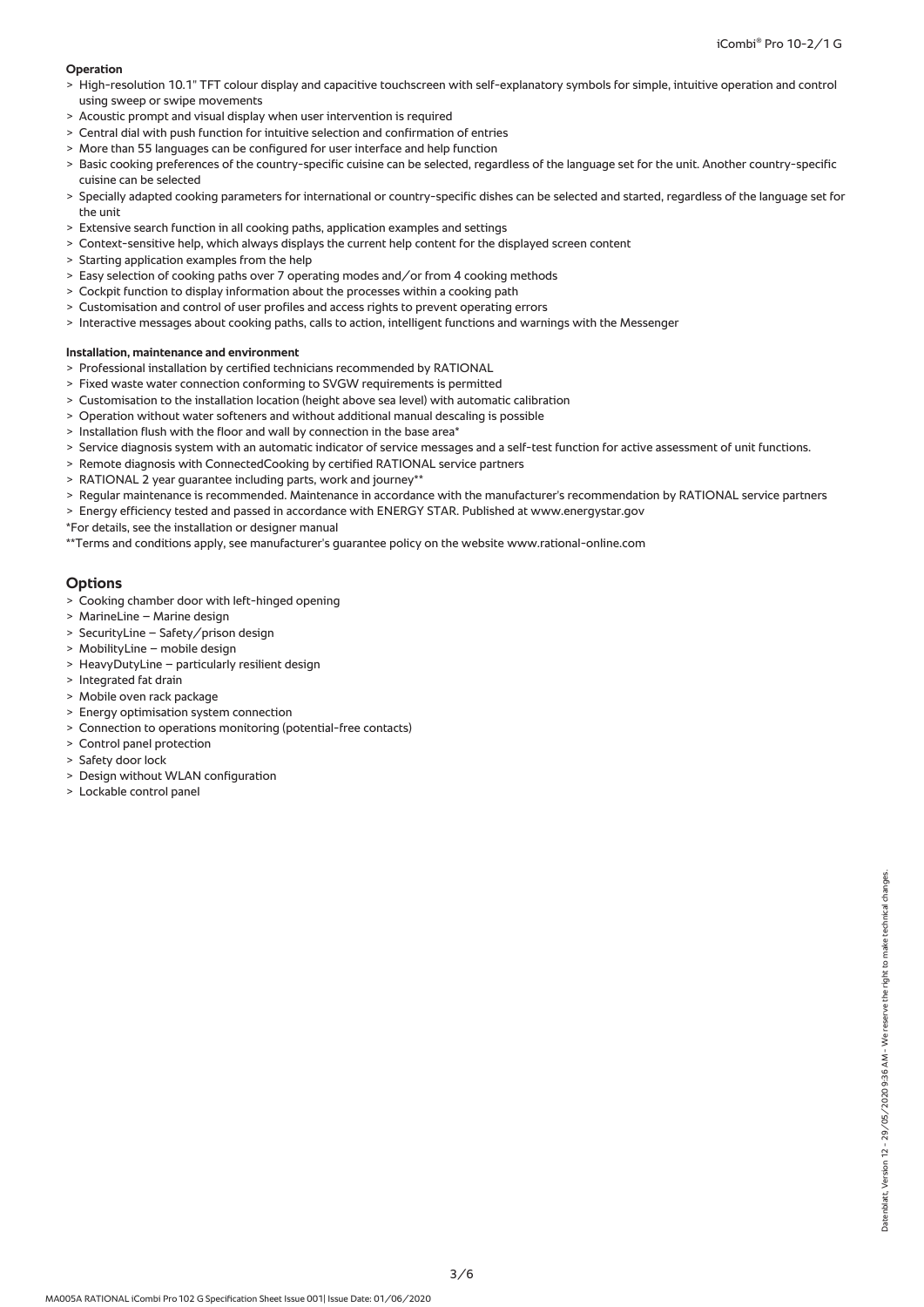**Operation**

- > High-resolution 10.1" TFT colour display and capacitive touchscreen with self-explanatory symbols for simple, intuitive operation and control using sweep or swipe movements
- > Acoustic prompt and visual display when user intervention is required
- > Central dial with push function for intuitive selection and confirmation of entries
- > More than 55 languages can be configured for user interface and help function
- > Basic cooking preferences of the country-specific cuisine can be selected, regardless of the language set for the unit. Another country-specific cuisine can be selected
- > Specially adapted cooking parameters for international or country-specific dishes can be selected and started, regardless of the language set for the unit
- > Extensive search function in all cooking paths, application examples and settings
- > Context-sensitive help, which always displays the current help content for the displayed screen content
- > Starting application examples from the help
- > Easy selection of cooking paths over 7 operating modes and/or from 4 cooking methods
- > Cockpit function to display information about the processes within a cooking path
- > Customisation and control of user profiles and access rights to prevent operating errors
- > Interactive messages about cooking paths, calls to action, intelligent functions and warnings with the Messenger

**Installation, maintenance and environment**

- > Professional installation by certified technicians recommended by RATIONAL
- > Fixed waste water connection conforming to SVGW requirements is permitted
- > Customisation to the installation location (height above sea level) with automatic calibration
- > Operation without water softeners and without additional manual descaling is possible
- > Installation flush with the floor and wall by connection in the base area*
- > Service diagnosis system with an automatic indicator of service messages and a self-test function for active assessment of unit functions.
- > Remote diagnosis with ConnectedCooking by certified RATIONAL service partners
- > RATIONAL 2 year guarantee including parts, work and journey**
- > Regular maintenance is recommended. Maintenance in accordance with the manufacturer's recommendation by RATIONAL service partners
- > Energy efficiency tested and passed in accordance with ENERGY STAR. Published at www.energystar.gov

*For details, see the installation or designer manual

**Terms and conditions apply, see manufacturer's guarantee policy on the website www.rational-online.com

## Options

- > Cooking chamber door with left-hinged opening
- > MarineLine – Marine design
- > SecurityLine – Safety/prison design
- > MobilityLine – mobile design
- > HeavyDutyLine – particularly resilient design
- > Integrated fat drain
- > Mobile oven rack package
- > Energy optimisation system connection
- > Connection to operations monitoring (potential-free contacts)
- > Control panel protection
- > Safety door lock
- > Design without WLAN configuration
- > Lockable control panel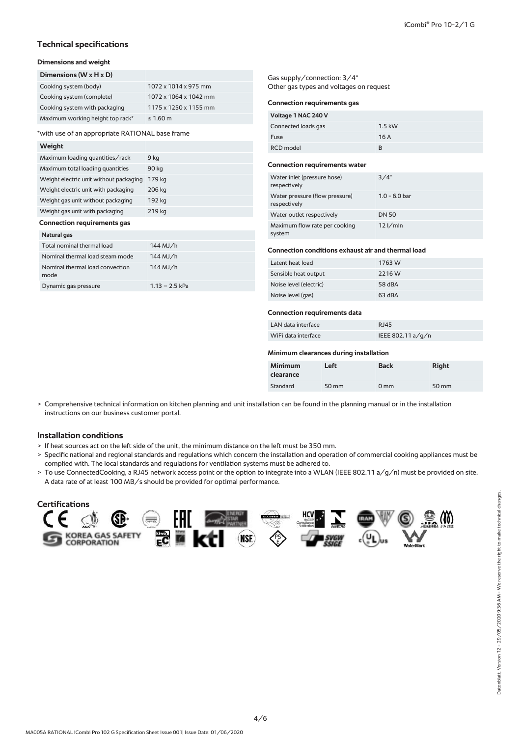## Technical specifications

### Dimensions and weight

| Dimensions (W x H x D) | |
|---|---|
| Cooking system (body) | 1072 x 1014 x 975 mm |
| Cooking system (complete) | 1072 x 1064 x 1042 mm |
| Cooking system with packaging | 1175 x 1250 x 1155 mm |
| Maximum working height top rack* | ≤ 1.60 m |

*with use of an appropriate RATIONAL base frame

| Weight | |
|---|---|
| Maximum loading quantities/rack | 9 kg |
| Maximum total loading quantities | 90 kg |
| Weight electric unit without packaging | 179 kg |
| Weight electric unit with packaging | 206 kg |
| Weight gas unit without packaging | 192 kg |
| Weight gas unit with packaging | 219 kg |

### Connection requirements gas

| Natural gas | |
|---|---|
| Total nominal thermal load | 144 MJ/h |
| Nominal thermal load steam mode | 144 MJ/h |
| Nominal thermal load convection mode | 144 MJ/h |
| Dynamic gas pressure | 1.13 – 2.5 kPa |

Gas supply/connection: 3/4"
Other gas types and voltages on request

### Connection requirements gas

| Voltage 1 NAC 240 V | |
|---|---|
| Connected loads gas | 1.5 kW |
| Fuse | 16 A |
| RCD model | B |

### Connection requirements water

| | |
|---|---|
| Water inlet (pressure hose) respectively | 3/4" |
| Water pressure (flow pressure) respectively | 1.0 - 6.0 bar |
| Water outlet respectively | DN 50 |
| Maximum flow rate per cooking system | 12 l/min |

### Connection conditions exhaust air and thermal load

| | |
|---|---|
| Latent heat load | 1763 W |
| Sensible heat output | 2216 W |
| Noise level (electric) | 58 dBA |
| Noise level (gas) | 63 dBA |

### Connection requirements data

| | |
|---|---|
| LAN data interface | RJ45 |
| WiFi data interface | IEEE 802.11 a/g/n |

### Minimum clearances during installation

| Minimum clearance | Left | Back | Right |
|---|---|---|---|
| Standard | 50 mm | 0 mm | 50 mm |

> Comprehensive technical information on kitchen planning and unit installation can be found in the planning manual or in the installation instructions on our business customer portal.

## Installation conditions

> If heat sources act on the left side of the unit, the minimum distance on the left must be 350 mm.
> Specific national and regional standards and regulations which concern the installation and operation of commercial cooking appliances must be complied with. The local standards and regulations for ventilation systems must be adhered to.
> To use ConnectedCooking, a RJ45 network access point or the option to integrate into a WLAN (IEEE 802.11 a/g/n) must be provided on site. A data rate of at least 100 MB/s should be provided for optimal performance.

## Certifications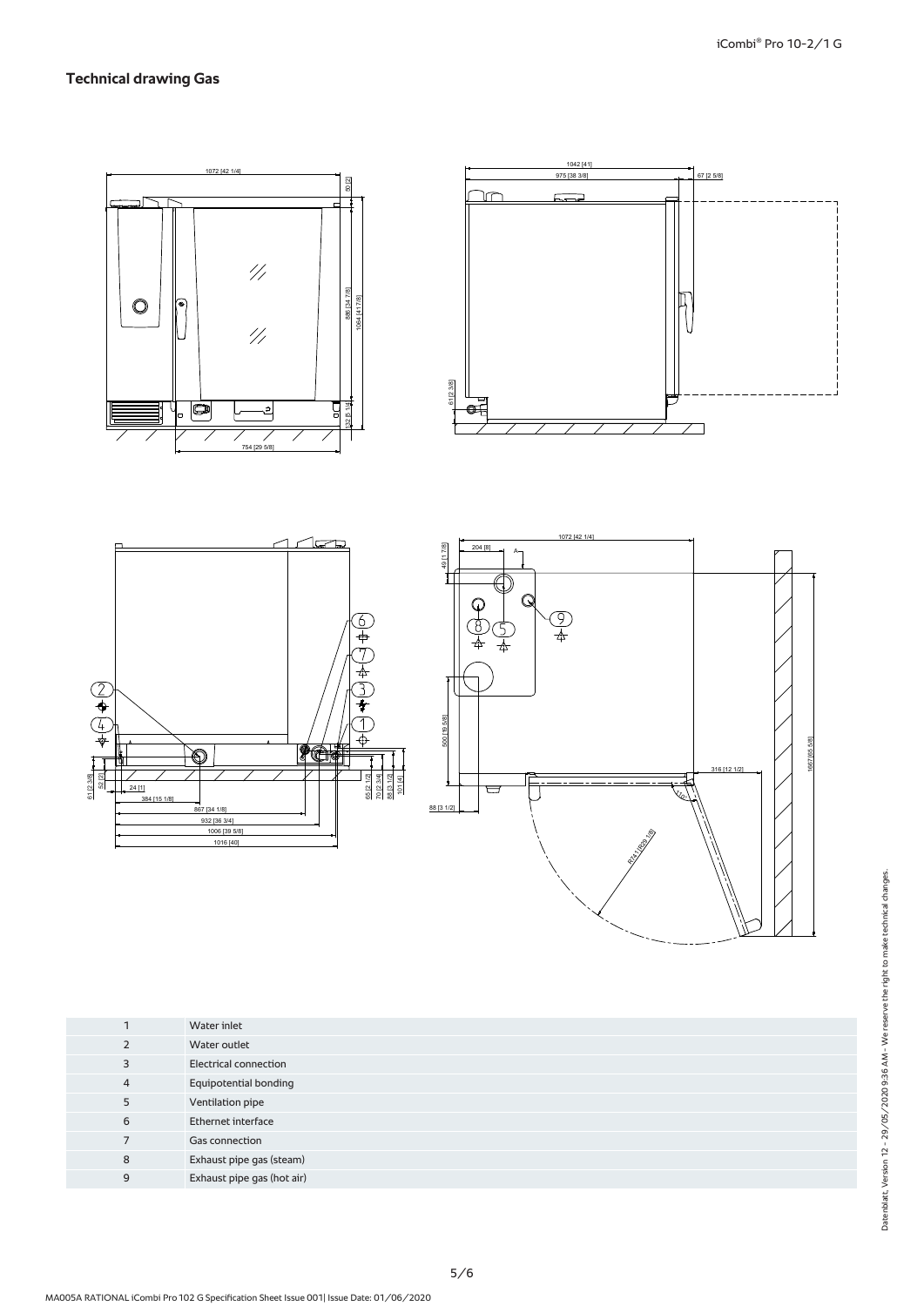## Technical drawing Gas

| | |
|---|---|
| 1 | Water inlet |
| 2 | Water outlet |
| 3 | Electrical connection |
| 4 | Equipotential bonding |
| 5 | Ventilation pipe |
| 6 | Ethernet interface |
| 7 | Gas connection |
| 8 | Exhaust pipe gas (steam) |
| 9 | Exhaust pipe gas (hot air) |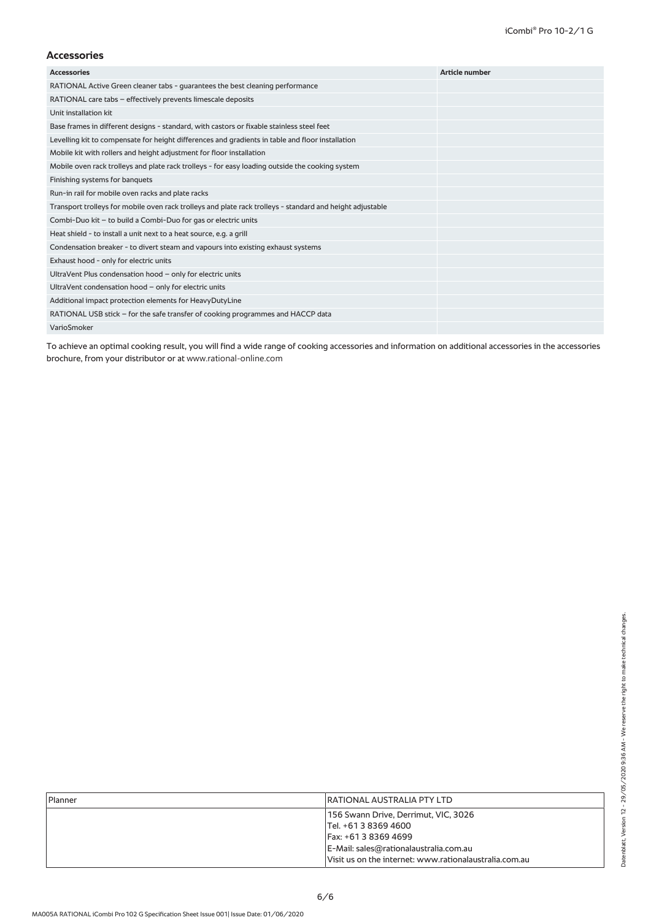## Accessories

| Accessories | Article number |
|---|---|
| RATIONAL Active Green cleaner tabs - guarantees the best cleaning performance | |
| RATIONAL care tabs – effectively prevents limescale deposits | |
| Unit installation kit | |
| Base frames in different designs - standard, with castors or fixable stainless steel feet | |
| Levelling kit to compensate for height differences and gradients in table and floor installation | |
| Mobile kit with rollers and height adjustment for floor installation | |
| Mobile oven rack trolleys and plate rack trolleys - for easy loading outside the cooking system | |
| Finishing systems for banquets | |
| Run-in rail for mobile oven racks and plate racks | |
| Transport trolleys for mobile oven rack trolleys and plate rack trolleys - standard and height adjustable | |
| Combi-Duo kit – to build a Combi-Duo for gas or electric units | |
| Heat shield - to install a unit next to a heat source, e.g. a grill | |
| Condensation breaker - to divert steam and vapours into existing exhaust systems | |
| Exhaust hood - only for electric units | |
| UltraVent Plus condensation hood – only for electric units | |
| UltraVent condensation hood – only for electric units | |
| Additional impact protection elements for HeavyDutyLine | |
| RATIONAL USB stick – for the safe transfer of cooking programmes and HACCP data | |
| VarioSmoker | |

To achieve an optimal cooking result, you will find a wide range of cooking accessories and information on additional accessories in the accessories brochure, from your distributor or at www.rational-online.com

| Planner | RATIONAL AUSTRALIA PTY LTD |
|---|---|
| | 156 Swann Drive, Derrimut, VIC, 3026<br>Tel. +61 3 8369 4600<br>Fax: +61 3 8369 4699<br>E-Mail: sales@rationalaustralia.com.au<br>Visit us on the internet: www.rationalaustralia.com.au |